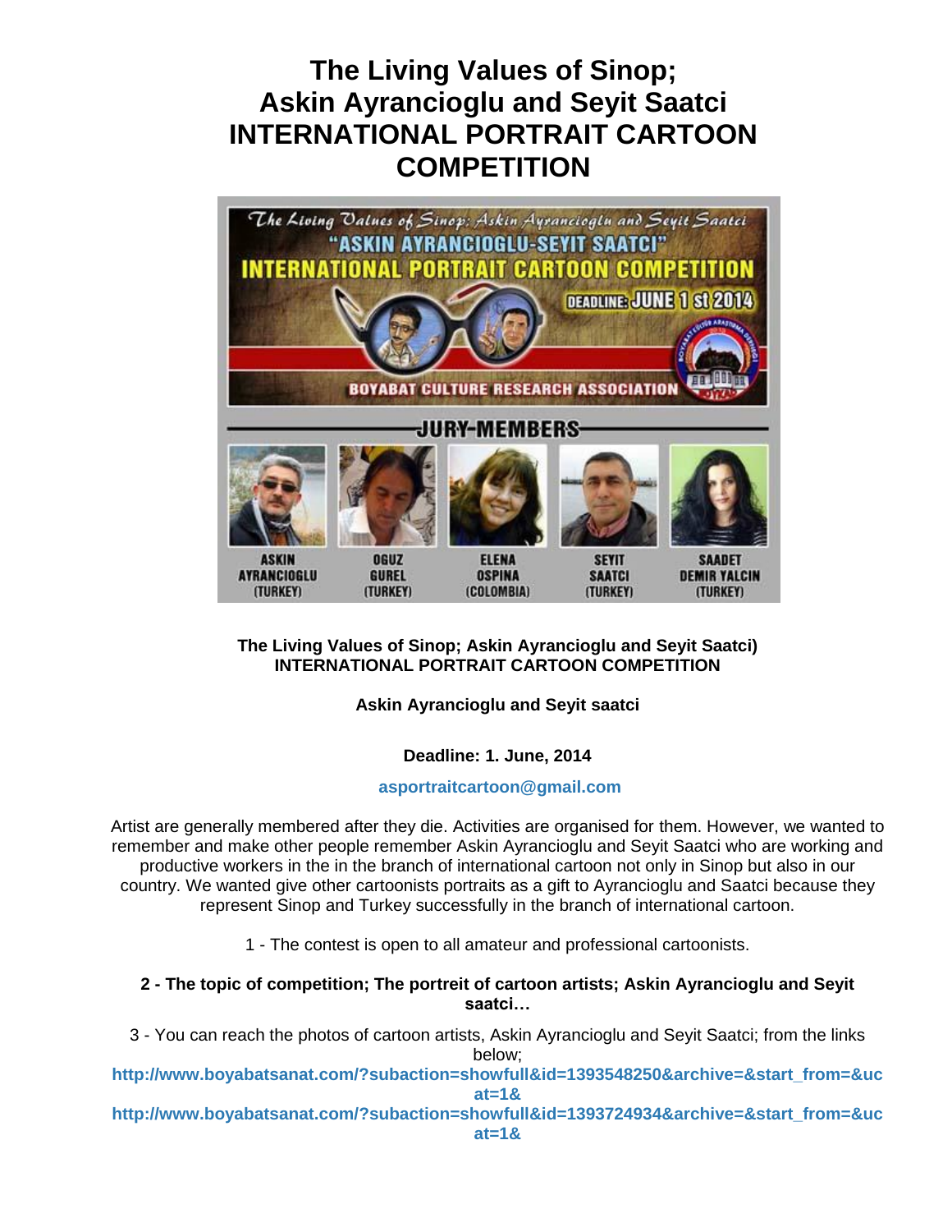# The Living Values of Sinop; Askin Ayrancioglu and Seyit Saatci INTERNATIONAL PORTRAIT CARTOON COMPETITION

**The Living Values of Sinop; Askin Ayrancioglu and Seyit Saatci) INTERNATIONAL PORTRAIT CARTOON COMPETITION**

**Askin Ayrancioglu and Seyit saatci**

**Deadline: 1. June, 2014**

**asportraitcartoon@gmail.com**

Artist are generally membered after they die. Activities are organised for them. However, we wanted to remember and make other people remember Askin Ayrancioglu and Seyit Saatci who are working and productive workers in the in the branch of international cartoon not only in Sinop but also in our country. We wanted give other cartoonists portraits as a gift to Ayrancioglu and Saatci because they represent Sinop and Turkey successfully in the branch of international cartoon.

1 - The contest is open to all amateur and professional cartoonists.

**2 - The topic of competition; The portreit of cartoon artists; Askin Ayrancioglu and Seyit saatci…**

3 - You can reach the photos of cartoon artists, Askin Ayrancioglu and Seyit Saatci; from the links below;

**http://www.boyabatsanat.com/?subaction=showfull&id=1393548250&archive=&start_from=&ucat=1&**

**http://www.boyabatsanat.com/?subaction=showfull&id=1393724934&archive=&start_from=&ucat=1&**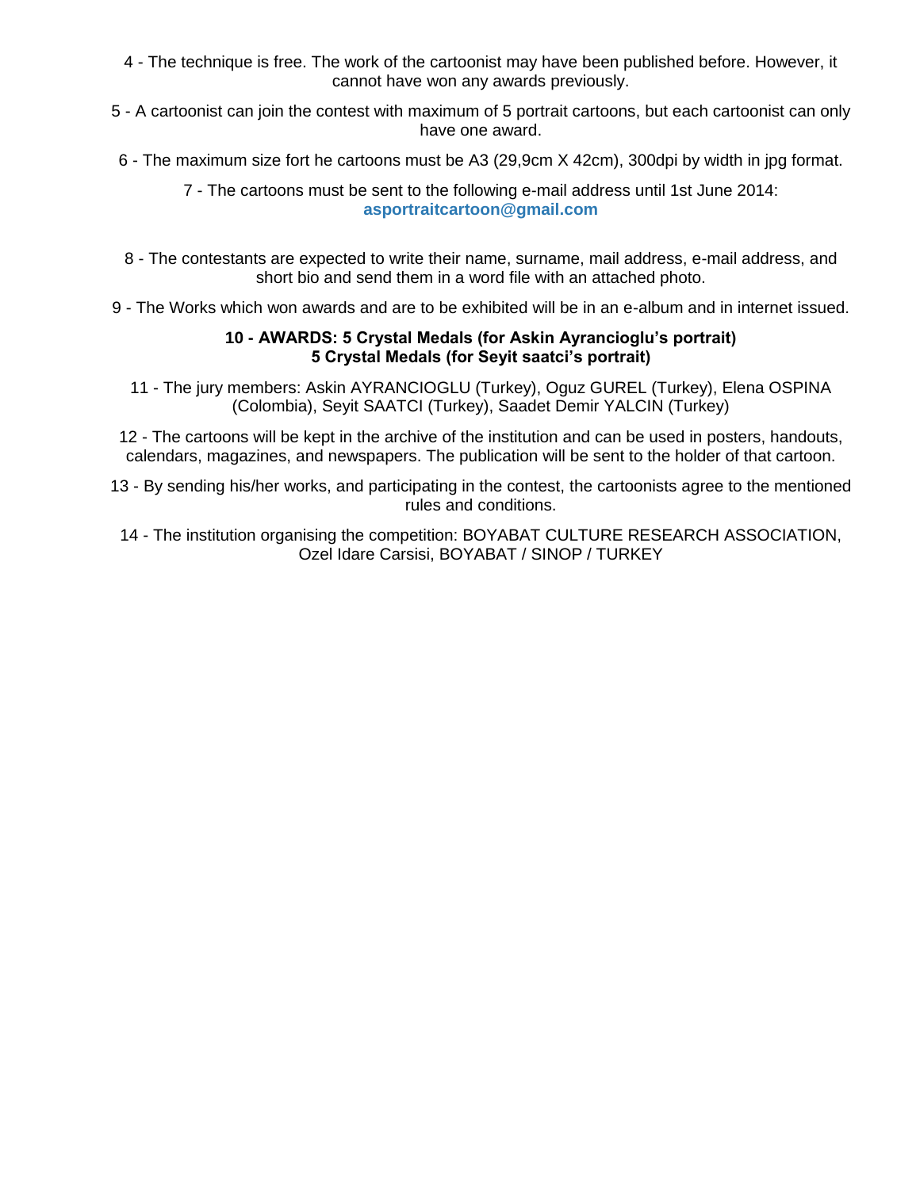4 - The technique is free. The work of the cartoonist may have been published before. However, it cannot have won any awards previously.

5 - A cartoonist can join the contest with maximum of 5 portrait cartoons, but each cartoonist can only have one award.

6 - The maximum size fort he cartoons must be A3 (29,9cm X 42cm), 300dpi by width in jpg format.

7 - The cartoons must be sent to the following e-mail address until 1st June 2014: **asportraitcartoon@gmail.com**

8 - The contestants are expected to write their name, surname, mail address, e-mail address, and short bio and send them in a word file with an attached photo.

9 - The Works which won awards and are to be exhibited will be in an e-album and in internet issued.

**10 - AWARDS: 5 Crystal Medals (for Askin Ayrancioglu's portrait)**
**5 Crystal Medals (for Seyit saatci's portrait)**

11 - The jury members: Askin AYRANCIOGLU (Turkey), Oguz GUREL (Turkey), Elena OSPINA (Colombia), Seyit SAATCI (Turkey), Saadet Demir YALCIN (Turkey)

12 - The cartoons will be kept in the archive of the institution and can be used in posters, handouts, calendars, magazines, and newspapers. The publication will be sent to the holder of that cartoon.

13 - By sending his/her works, and participating in the contest, the cartoonists agree to the mentioned rules and conditions.

14 - The institution organising the competition: BOYABAT CULTURE RESEARCH ASSOCIATION, Ozel Idare Carsisi, BOYABAT / SINOP / TURKEY